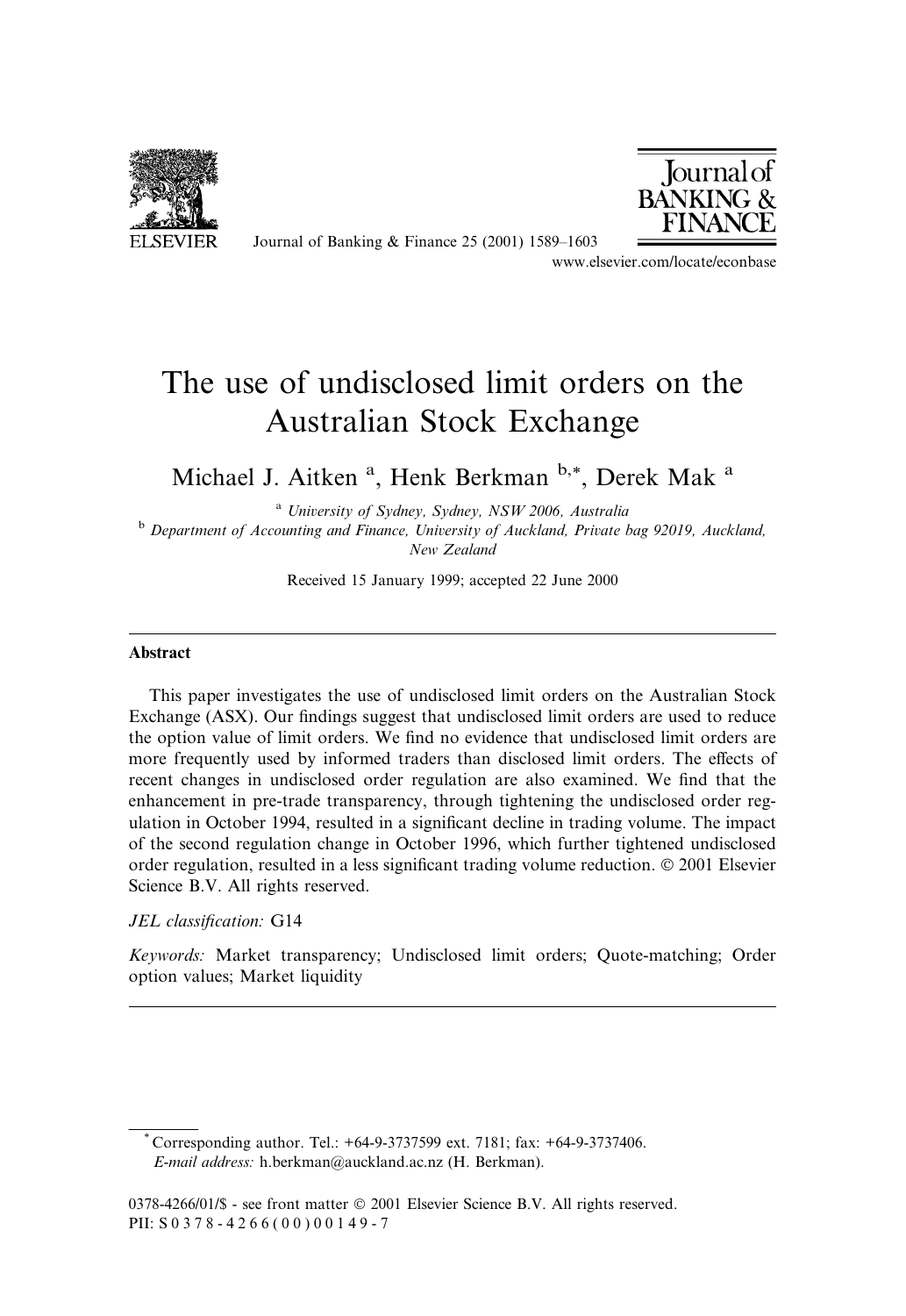# The use of undisclosed limit orders on the Australian Stock Exchange

Michael J. Aitken [a], Henk Berkman [b,*], Derek Mak [a]

[a] *University of Sydney, Sydney, NSW 2006, Australia*

[b] *Department of Accounting and Finance, University of Auckland, Private bag 92019, Auckland, New Zealand*

Received 15 January 1999; accepted 22 June 2000

## Abstract

This paper investigates the use of undisclosed limit orders on the Australian Stock Exchange (ASX). Our findings suggest that undisclosed limit orders are used to reduce the option value of limit orders. We find no evidence that undisclosed limit orders are more frequently used by informed traders than disclosed limit orders. The effects of recent changes in undisclosed order regulation are also examined. We find that the enhancement in pre-trade transparency, through tightening the undisclosed order regulation in October 1994, resulted in a significant decline in trading volume. The impact of the second regulation change in October 1996, which further tightened undisclosed order regulation, resulted in a less significant trading volume reduction. © 2001 Elsevier Science B.V. All rights reserved.

*JEL classification:* G14

*Keywords:* Market transparency; Undisclosed limit orders; Quote-matching; Order option values; Market liquidity

---

[*] Corresponding author. Tel.: +64-9-3737599 ext. 7181; fax: +64-9-3737406.
*E-mail address:* h.berkman@auckland.ac.nz (H. Berkman).

0378-4266/01/$ - see front matter © 2001 Elsevier Science B.V. All rights reserved.
PII: S0378-4266(00)00149-7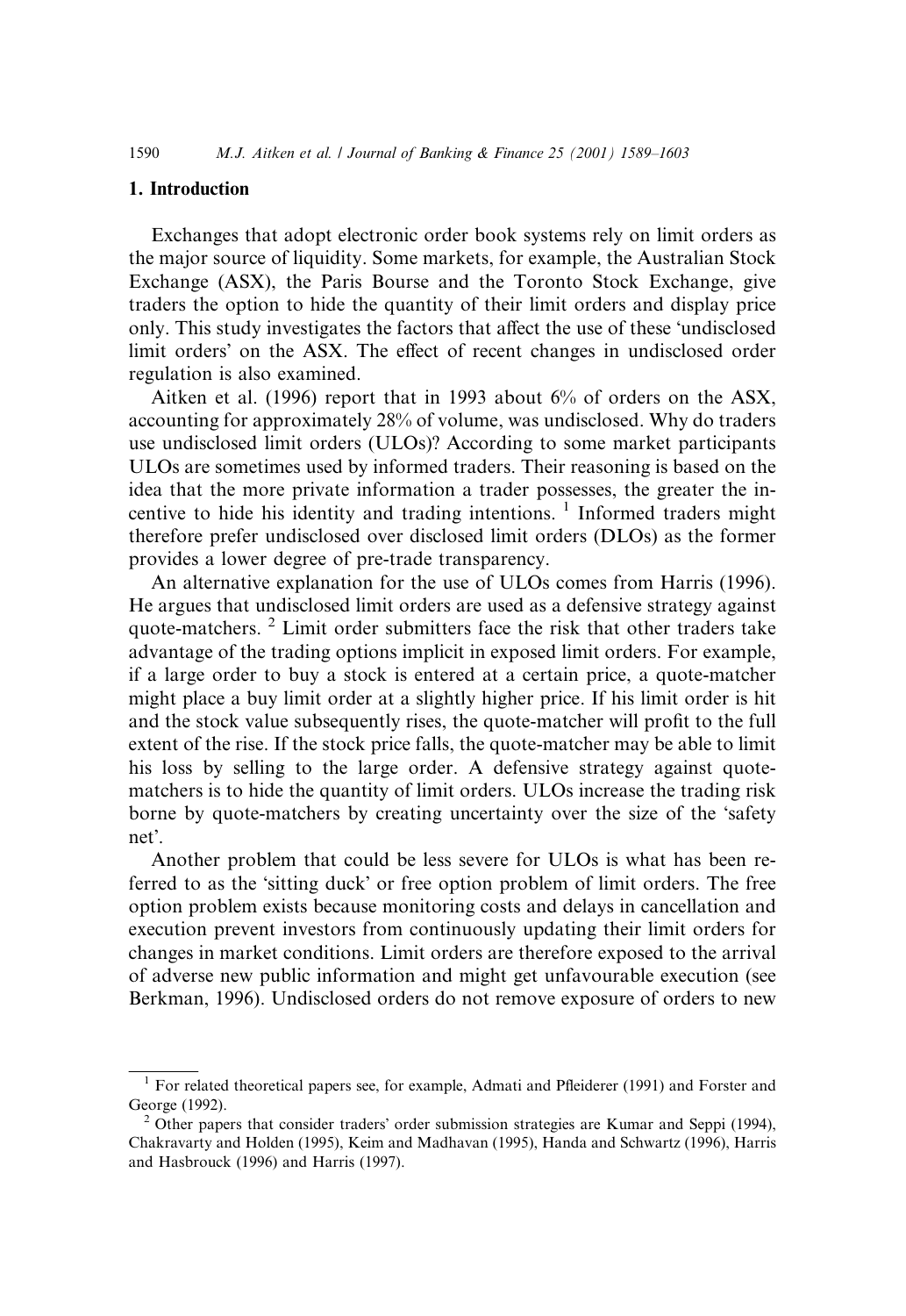## 1. Introduction

Exchanges that adopt electronic order book systems rely on limit orders as the major source of liquidity. Some markets, for example, the Australian Stock Exchange (ASX), the Paris Bourse and the Toronto Stock Exchange, give traders the option to hide the quantity of their limit orders and display price only. This study investigates the factors that affect the use of these 'undisclosed limit orders' on the ASX. The effect of recent changes in undisclosed order regulation is also examined.

Aitken et al. (1996) report that in 1993 about 6% of orders on the ASX, accounting for approximately 28% of volume, was undisclosed. Why do traders use undisclosed limit orders (ULOs)? According to some market participants ULOs are sometimes used by informed traders. Their reasoning is based on the idea that the more private information a trader possesses, the greater the incentive to hide his identity and trading intentions. [1] Informed traders might therefore prefer undisclosed over disclosed limit orders (DLOs) as the former provides a lower degree of pre-trade transparency.

An alternative explanation for the use of ULOs comes from Harris (1996). He argues that undisclosed limit orders are used as a defensive strategy against quote-matchers. [2] Limit order submitters face the risk that other traders take advantage of the trading options implicit in exposed limit orders. For example, if a large order to buy a stock is entered at a certain price, a quote-matcher might place a buy limit order at a slightly higher price. If his limit order is hit and the stock value subsequently rises, the quote-matcher will profit to the full extent of the rise. If the stock price falls, the quote-matcher may be able to limit his loss by selling to the large order. A defensive strategy against quote-matchers is to hide the quantity of limit orders. ULOs increase the trading risk borne by quote-matchers by creating uncertainty over the size of the 'safety net'.

Another problem that could be less severe for ULOs is what has been referred to as the 'sitting duck' or free option problem of limit orders. The free option problem exists because monitoring costs and delays in cancellation and execution prevent investors from continuously updating their limit orders for changes in market conditions. Limit orders are therefore exposed to the arrival of adverse new public information and might get unfavourable execution (see Berkman, 1996). Undisclosed orders do not remove exposure of orders to new

---

[1] For related theoretical papers see, for example, Admati and Pfleiderer (1991) and Forster and George (1992).

[2] Other papers that consider traders' order submission strategies are Kumar and Seppi (1994), Chakravarty and Holden (1995), Keim and Madhavan (1995), Handa and Schwartz (1996), Harris and Hasbrouck (1996) and Harris (1997).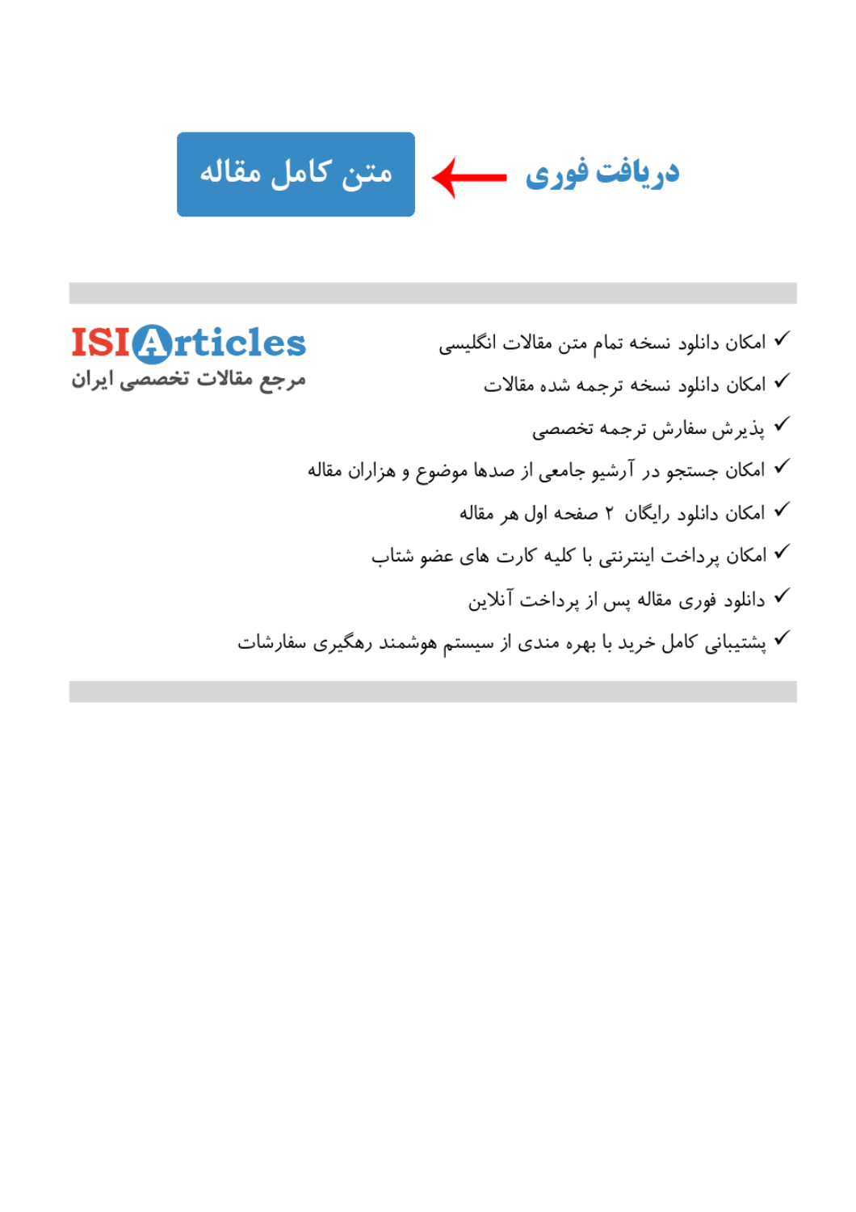متن کامل مقاله ← دریافت فوری

ISIArticles
مرجع مقالات تخصصی ایران

- ✓ امکان دانلود نسخه تمام متن مقالات انگلیسی
- ✓ امکان دانلود نسخه ترجمه شده مقالات
- ✓ پذیرش سفارش ترجمه تخصصی
- ✓ امکان جستجو در آرشیو جامعی از صدها موضوع و هزاران مقاله
- ✓ امکان دانلود رایگان ۲ صفحه اول هر مقاله
- ✓ امکان پرداخت اینترنتی با کلیه کارت های عضو شتاب
- ✓ دانلود فوری مقاله پس از پرداخت آنلاین
- ✓ پشتیبانی کامل خرید با بهره مندی از سیستم هوشمند رهگیری سفارشات